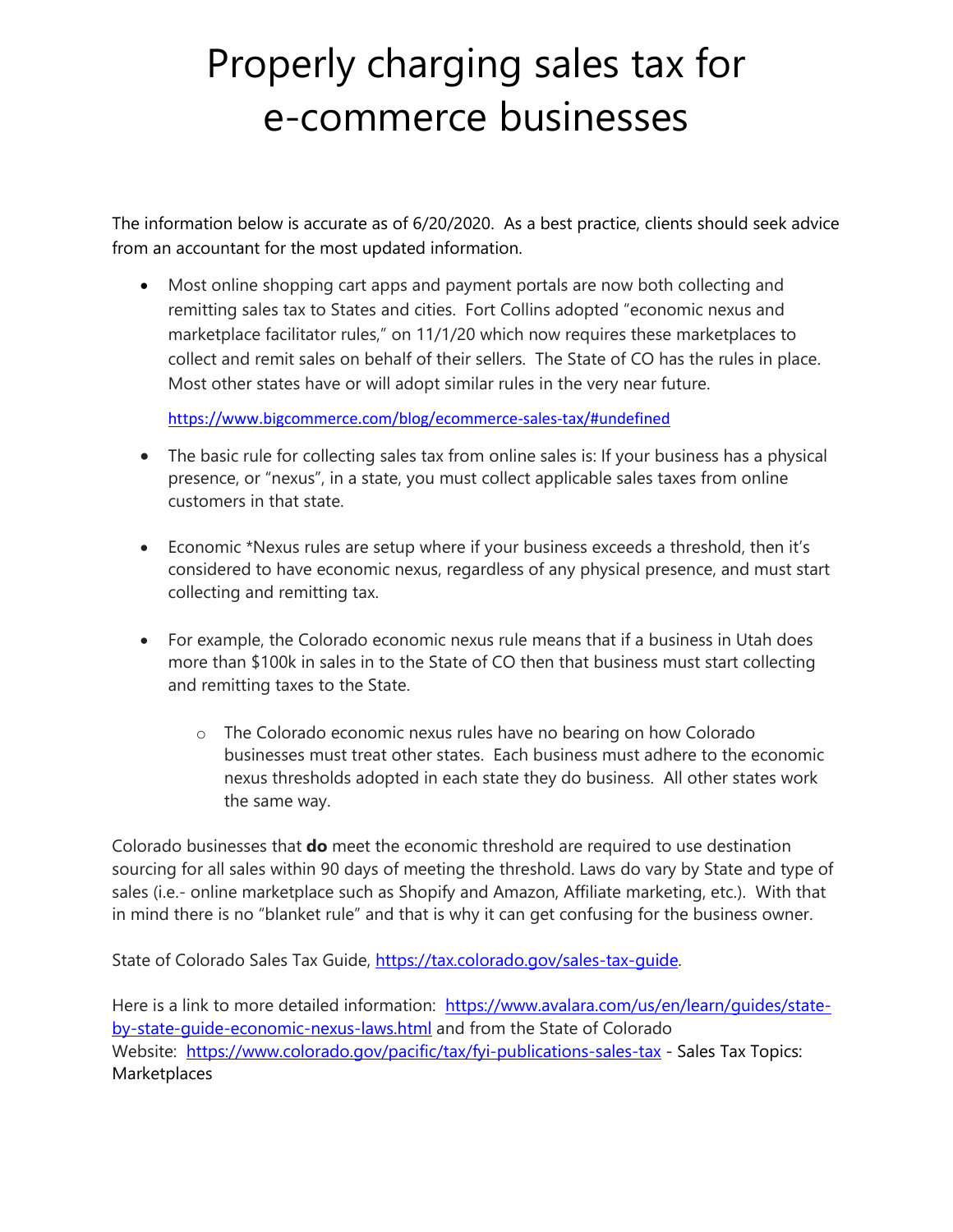# Properly charging sales tax for e-commerce businesses

The information below is accurate as of 6/20/2020. As a best practice, clients should seek advice from an accountant for the most updated information.

- Most online shopping cart apps and payment portals are now both collecting and remitting sales tax to States and cities. Fort Collins adopted "economic nexus and marketplace facilitator rules," on 11/1/20 which now requires these marketplaces to collect and remit sales on behalf of their sellers. The State of CO has the rules in place. Most other states have or will adopt similar rules in the very near future.

  https://www.bigcommerce.com/blog/ecommerce-sales-tax/#undefined

- The basic rule for collecting sales tax from online sales is: If your business has a physical presence, or "nexus", in a state, you must collect applicable sales taxes from online customers in that state.

- Economic *Nexus rules are setup where if your business exceeds a threshold, then it's considered to have economic nexus, regardless of any physical presence, and must start collecting and remitting tax.

- For example, the Colorado economic nexus rule means that if a business in Utah does more than $100k in sales in to the State of CO then that business must start collecting and remitting taxes to the State.
  - The Colorado economic nexus rules have no bearing on how Colorado businesses must treat other states. Each business must adhere to the economic nexus thresholds adopted in each state they do business. All other states work the same way.

Colorado businesses that **do** meet the economic threshold are required to use destination sourcing for all sales within 90 days of meeting the threshold. Laws do vary by State and type of sales (i.e.- online marketplace such as Shopify and Amazon, Affiliate marketing, etc.). With that in mind there is no "blanket rule" and that is why it can get confusing for the business owner.

State of Colorado Sales Tax Guide, https://tax.colorado.gov/sales-tax-guide.

Here is a link to more detailed information: https://www.avalara.com/us/en/learn/guides/state-by-state-guide-economic-nexus-laws.html and from the State of Colorado Website: https://www.colorado.gov/pacific/tax/fyi-publications-sales-tax - Sales Tax Topics: Marketplaces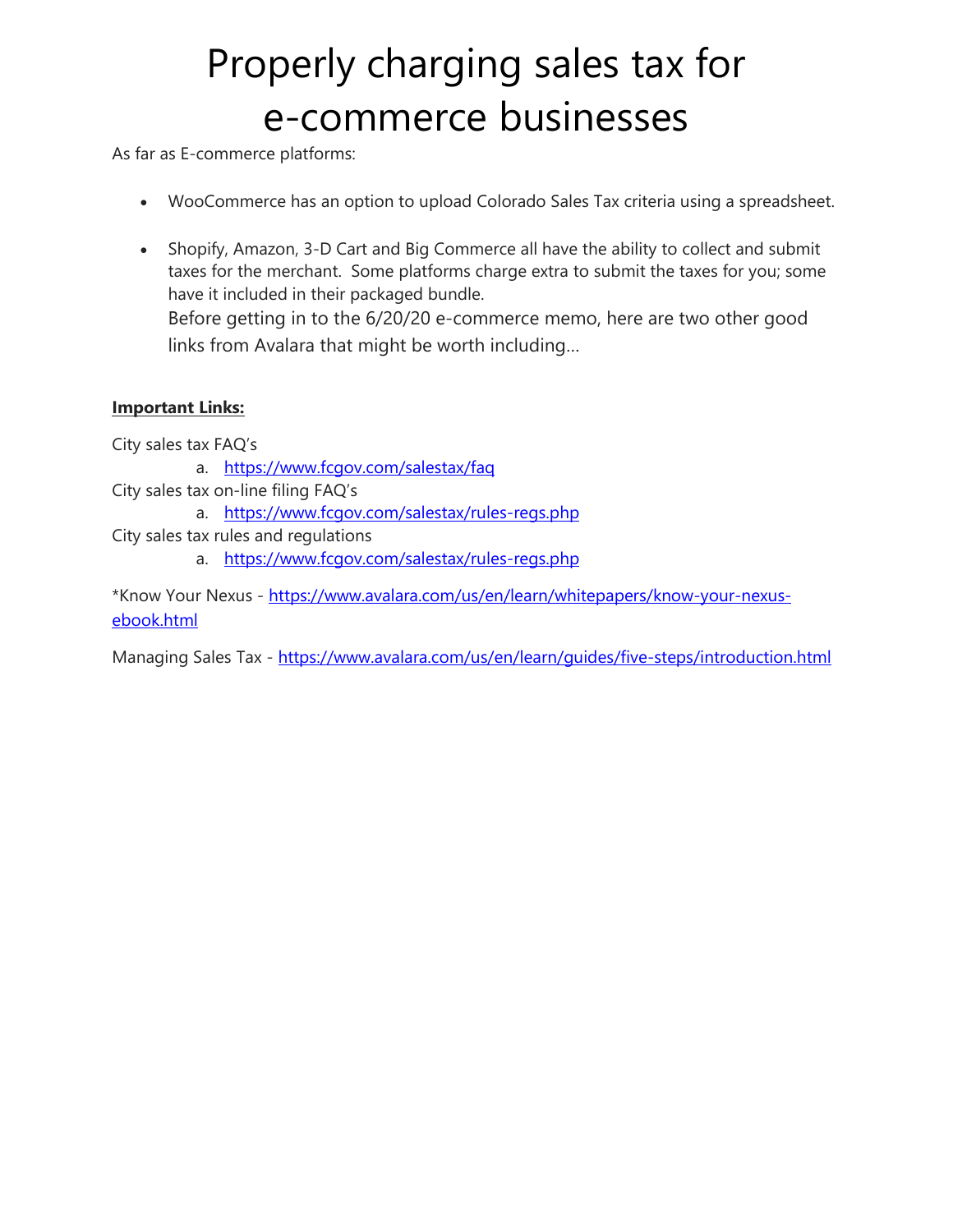# Properly charging sales tax for e-commerce businesses

As far as E-commerce platforms:

- WooCommerce has an option to upload Colorado Sales Tax criteria using a spreadsheet.

- Shopify, Amazon, 3-D Cart and Big Commerce all have the ability to collect and submit taxes for the merchant. Some platforms charge extra to submit the taxes for you; some have it included in their packaged bundle.
  Before getting in to the 6/20/20 e-commerce memo, here are two other good links from Avalara that might be worth including…

**Important Links:**

City sales tax FAQ's

a. https://www.fcgov.com/salestax/faq

City sales tax on-line filing FAQ's

a. https://www.fcgov.com/salestax/rules-regs.php

City sales tax rules and regulations

a. https://www.fcgov.com/salestax/rules-regs.php

*Know Your Nexus - https://www.avalara.com/us/en/learn/whitepapers/know-your-nexus-ebook.html

Managing Sales Tax - https://www.avalara.com/us/en/learn/guides/five-steps/introduction.html